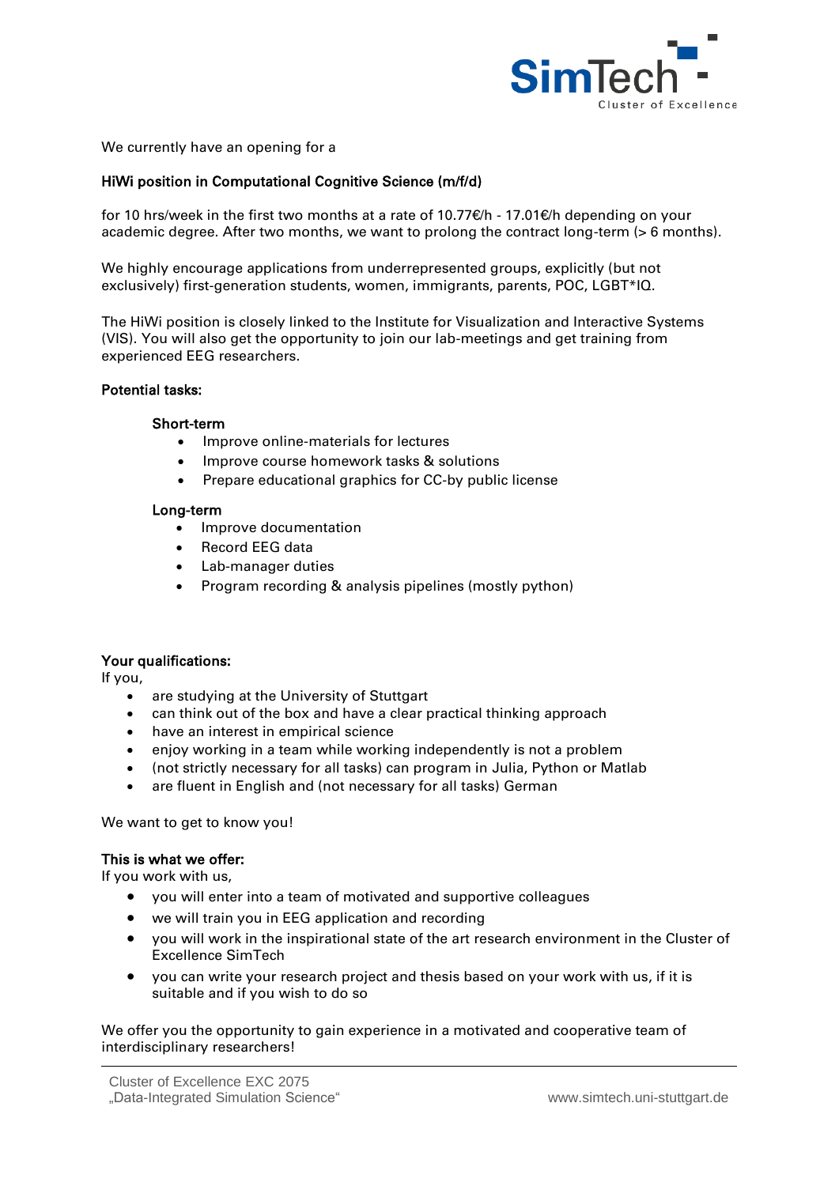We currently have an opening for a

**HiWi position in Computational Cognitive Science (m/f/d)**

for 10 hrs/week in the first two months at a rate of 10.77€/h - 17.01€/h depending on your academic degree. After two months, we want to prolong the contract long-term (> 6 months).

We highly encourage applications from underrepresented groups, explicitly (but not exclusively) first-generation students, women, immigrants, parents, POC, LGBT*IQ.

The HiWi position is closely linked to the Institute for Visualization and Interactive Systems (VIS). You will also get the opportunity to join our lab-meetings and get training from experienced EEG researchers.

**Potential tasks:**

**Short-term**

- Improve online-materials for lectures
- Improve course homework tasks & solutions
- Prepare educational graphics for CC-by public license

**Long-term**

- Improve documentation
- Record EEG data
- Lab-manager duties
- Program recording & analysis pipelines (mostly python)

**Your qualifications:**

If you,

- are studying at the University of Stuttgart
- can think out of the box and have a clear practical thinking approach
- have an interest in empirical science
- enjoy working in a team while working independently is not a problem
- (not strictly necessary for all tasks) can program in Julia, Python or Matlab
- are fluent in English and (not necessary for all tasks) German

We want to get to know you!

**This is what we offer:**

If you work with us,

- you will enter into a team of motivated and supportive colleagues
- we will train you in EEG application and recording
- you will work in the inspirational state of the art research environment in the Cluster of Excellence SimTech
- you can write your research project and thesis based on your work with us, if it is suitable and if you wish to do so

We offer you the opportunity to gain experience in a motivated and cooperative team of interdisciplinary researchers!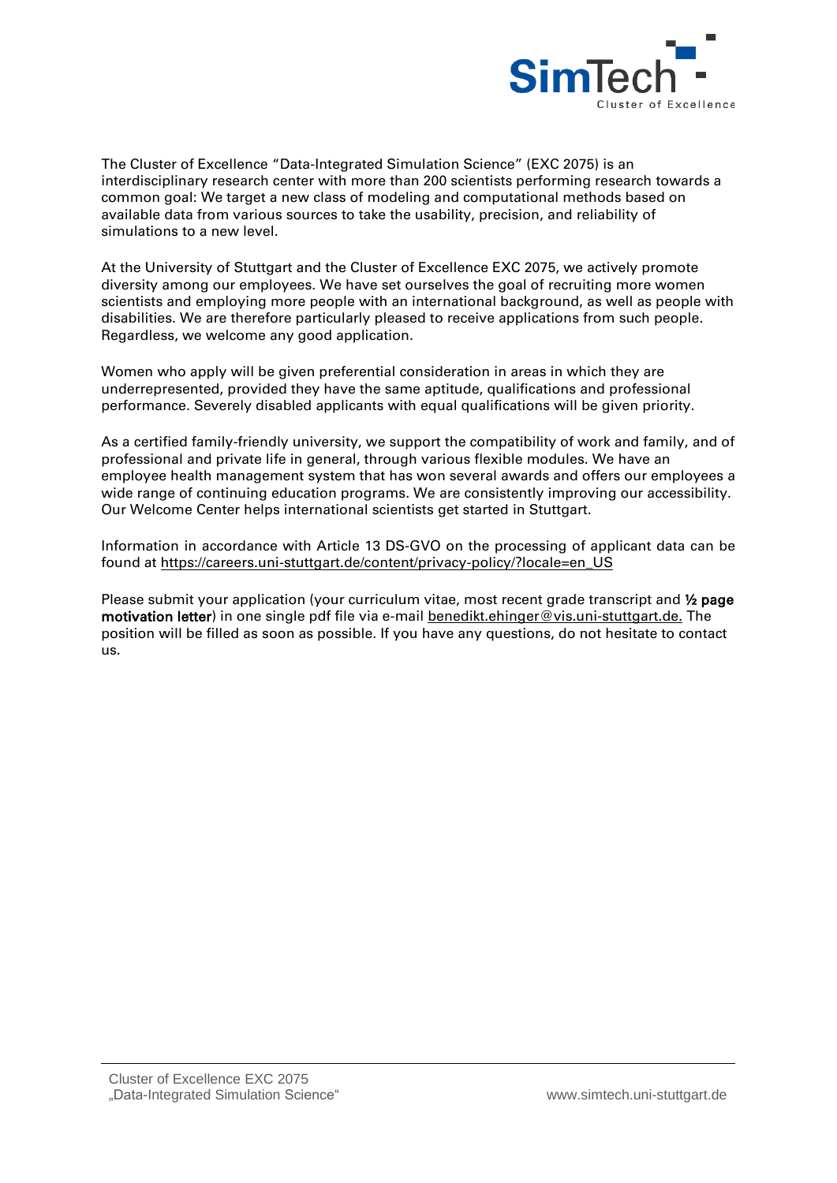The Cluster of Excellence "Data-Integrated Simulation Science" (EXC 2075) is an interdisciplinary research center with more than 200 scientists performing research towards a common goal: We target a new class of modeling and computational methods based on available data from various sources to take the usability, precision, and reliability of simulations to a new level.

At the University of Stuttgart and the Cluster of Excellence EXC 2075, we actively promote diversity among our employees. We have set ourselves the goal of recruiting more women scientists and employing more people with an international background, as well as people with disabilities. We are therefore particularly pleased to receive applications from such people. Regardless, we welcome any good application.

Women who apply will be given preferential consideration in areas in which they are underrepresented, provided they have the same aptitude, qualifications and professional performance. Severely disabled applicants with equal qualifications will be given priority.

As a certified family-friendly university, we support the compatibility of work and family, and of professional and private life in general, through various flexible modules. We have an employee health management system that has won several awards and offers our employees a wide range of continuing education programs. We are consistently improving our accessibility. Our Welcome Center helps international scientists get started in Stuttgart.

Information in accordance with Article 13 DS-GVO on the processing of applicant data can be found at https://careers.uni-stuttgart.de/content/privacy-policy/?locale=en_US

Please submit your application (your curriculum vitae, most recent grade transcript and **½ page motivation letter**) in one single pdf file via e-mail benedikt.ehinger@vis.uni-stuttgart.de. The position will be filled as soon as possible. If you have any questions, do not hesitate to contact us.